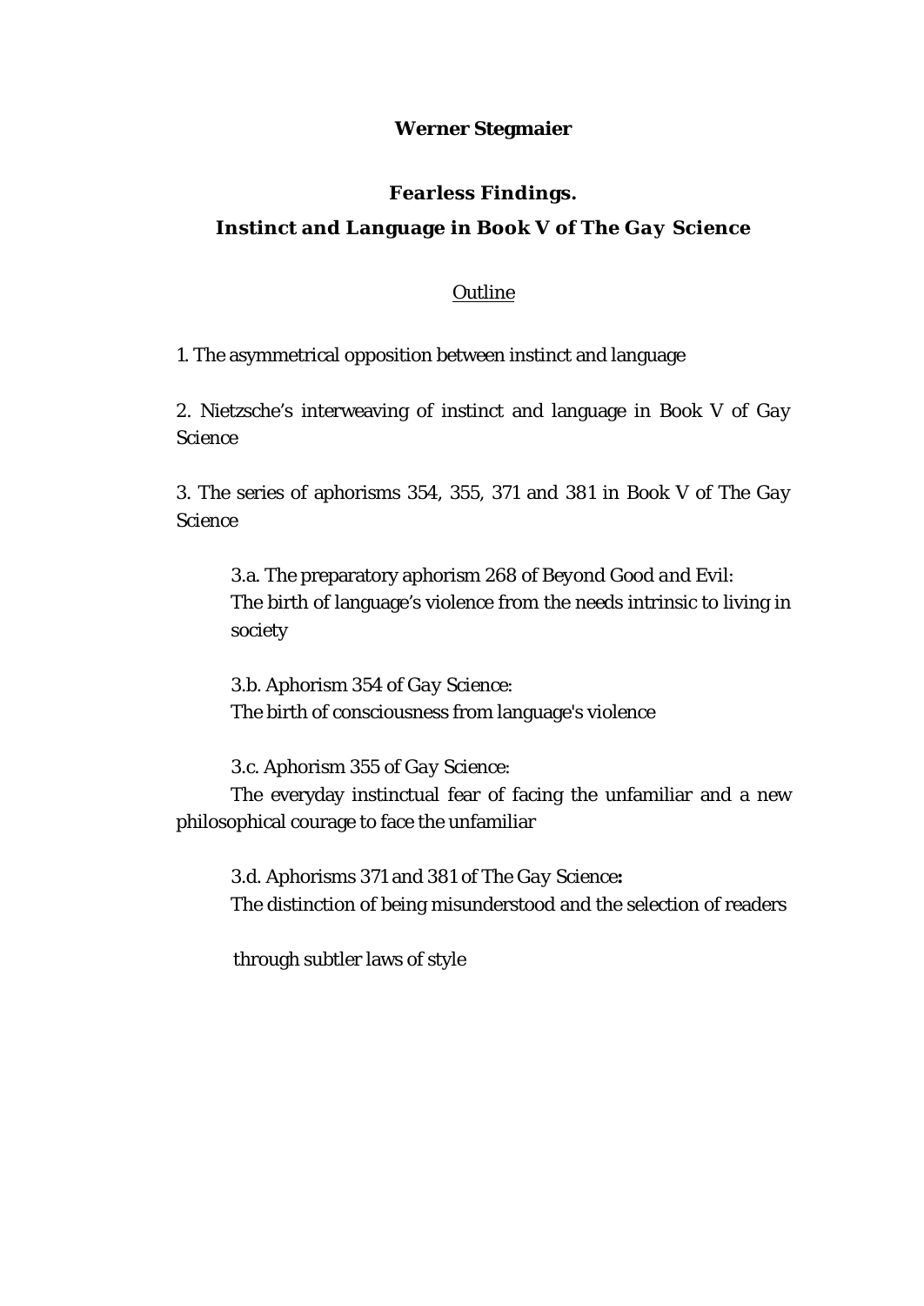**Werner Stegmaier**

# Fearless Findings.
## Instinct and Language in Book V of *The Gay Science*

Outline

1. The asymmetrical opposition between instinct and language

2. Nietzsche's interweaving of instinct and language in Book V of *Gay Science*

3. The series of aphorisms 354, 355, 371 and 381 in Book V of *The Gay Science*

   3.a. The preparatory aphorism 268 of *Beyond Good and Evil*:
   The birth of language's violence from the needs intrinsic to living in society

   3.b. Aphorism 354 of *Gay Science*:
   The birth of consciousness from language's violence

   3.c. Aphorism 355 of *Gay Science*:
   The everyday instinctual fear of facing the unfamiliar and a new philosophical courage to face the unfamiliar

   3.d. Aphorisms 371 and 381 of *The Gay Science***:**
   The distinction of being misunderstood and the selection of readers through subtler laws of style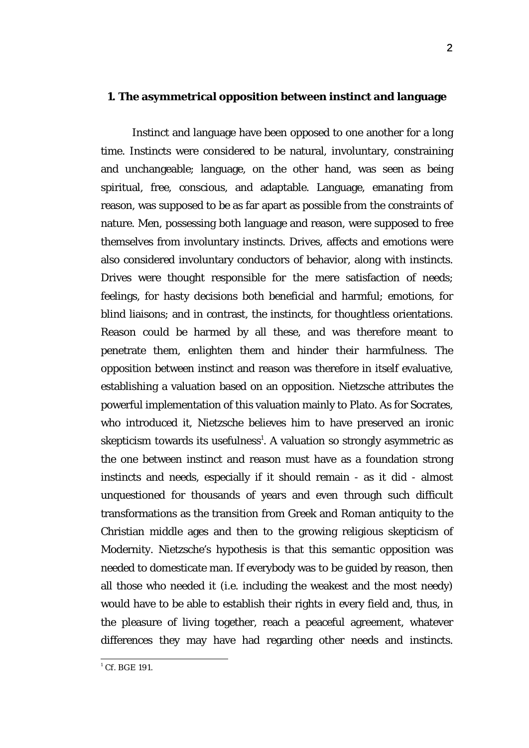## 1. The asymmetrical opposition between instinct and language

Instinct and language have been opposed to one another for a long time. Instincts were considered to be natural, involuntary, constraining and unchangeable; language, on the other hand, was seen as being spiritual, free, conscious, and adaptable. Language, emanating from reason, was supposed to be as far apart as possible from the constraints of nature. Men, possessing both language and reason, were supposed to free themselves from involuntary instincts. Drives, affects and emotions were also considered involuntary conductors of behavior, along with instincts. Drives were thought responsible for the mere satisfaction of needs; feelings, for hasty decisions both beneficial and harmful; emotions, for blind liaisons; and in contrast, the instincts, for thoughtless orientations. Reason could be harmed by all these, and was therefore meant to penetrate them, enlighten them and hinder their harmfulness. The opposition between instinct and reason was therefore in itself evaluative, establishing a valuation based on an opposition. Nietzsche attributes the powerful implementation of this valuation mainly to Plato. As for Socrates, who introduced it, Nietzsche believes him to have preserved an ironic skepticism towards its usefulness[1]. A valuation so strongly asymmetric as the one between instinct and reason must have as a foundation strong instincts and needs, especially if it should remain - as it did - almost unquestioned for thousands of years and even through such difficult transformations as the transition from Greek and Roman antiquity to the Christian middle ages and then to the growing religious skepticism of Modernity. Nietzsche's hypothesis is that this semantic opposition was needed to domesticate man. If everybody was to be guided by reason, then all those who needed it (i.e. including the weakest and the most needy) would have to be able to establish their rights in every field and, thus, in the pleasure of living together, reach a peaceful agreement, whatever differences they may have had regarding other needs and instincts.

[1] Cf. BGE 191.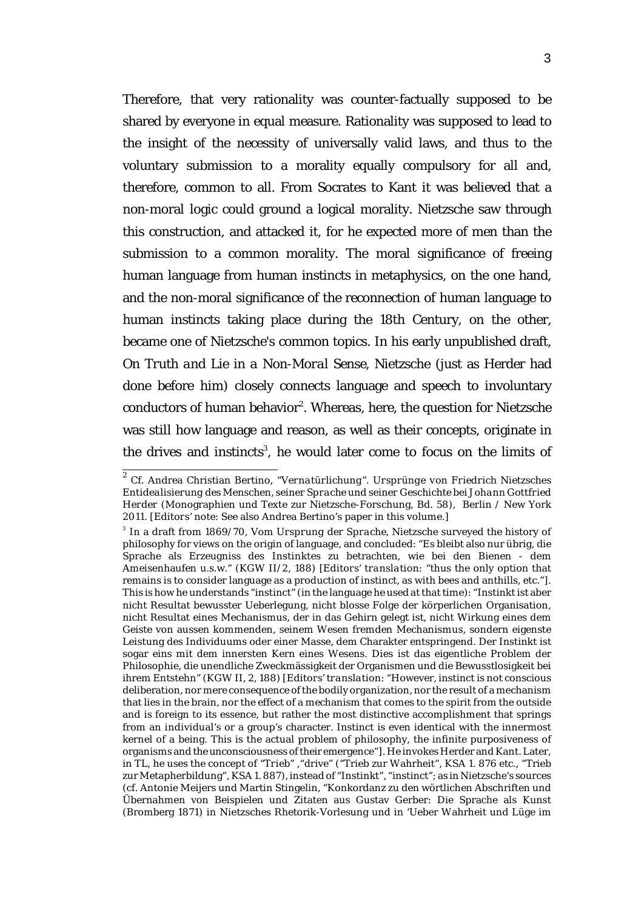Therefore, that very rationality was counter-factually supposed to be shared by everyone in equal measure. Rationality was supposed to lead to the insight of the necessity of universally valid laws, and thus to the voluntary submission to a morality equally compulsory for all and, therefore, common to all. From Socrates to Kant it was believed that a non-moral logic could ground a logical morality. Nietzsche saw through this construction, and attacked it, for he expected more of men than the submission to a common morality. The moral significance of freeing human language from human instincts in metaphysics, on the one hand, and the non-moral significance of the reconnection of human language to human instincts taking place during the 18th Century, on the other, became one of Nietzsche's common topics. In his early unpublished draft, *On Truth and Lie in a Non-Moral Sense*, Nietzsche (just as Herder had done before him) closely connects language and speech to involuntary conductors of human behavior[2]. Whereas, here, the question for Nietzsche was still how language and reason, as well as their concepts, originate in the drives and instincts[3], he would later come to focus on the limits of

---

[2] Cf. Andrea Christian Bertino, *"Vernatürlichung". Ursprünge von Friedrich Nietzsches Entidealisierung des Menschen, seiner Sprache und seiner Geschichte bei Johann Gottfried Herder* (Monographien und Texte zur Nietzsche-Forschung, Bd. 58), Berlin / New York 2011. [Editors' note: See also Andrea Bertino's paper in this volume.]

[3] In a draft from 1869/70, *Vom Ursprung der Sprache*, Nietzsche surveyed the history of philosophy for views on the origin of language, and concluded: "Es bleibt also nur übrig, die Sprache als Erzeugniss des Instinktes zu betrachten, wie bei den Bienen - dem Ameisenhaufen u.s.w." (KGW II/2, 188) [*Editors' translation*: "thus the only option that remains is to consider language as a production of instinct, as with bees and anthills, etc."]. This is how he understands "instinct" (in the language he used at that time): "Instinkt ist aber nicht Resultat bewusster Ueberlegung, nicht blosse Folge der körperlichen Organisation, nicht Resultat eines Mechanismus, der in das Gehirn gelegt ist, nicht Wirkung eines dem Geiste von aussen kommenden, seinem Wesen fremden Mechanismus, sondern eigenste Leistung des Individuums oder einer Masse, dem Charakter entspringend. Der Instinkt ist sogar eins mit dem innersten Kern eines Wesens. Dies ist das eigentliche Problem der Philosophie, die unendliche Zweckmässigkeit der Organismen und die Bewusstlosigkeit bei ihrem Entstehn" (KGW II, 2, 188) [*Editors' translation*: "However, instinct is not conscious deliberation, nor mere consequence of the bodily organization, nor the result of a mechanism that lies in the brain, nor the effect of a mechanism that comes to the spirit from the outside and is foreign to its essence, but rather the most distinctive accomplishment that springs from an individual's or a group's character. Instinct is even identical with the innermost kernel of a being. This is the actual problem of philosophy, the infinite purposiveness of organisms and the unconsciousness of their emergence"]. He invokes Herder and Kant. Later, in TL, he uses the concept of "Trieb" ,"drive" ("Trieb zur Wahrheit", KSA 1. 876 etc., "Trieb zur Metapherbildung", KSA 1. 887), instead of "Instinkt", "instinct"; as in Nietzsche's sources (cf. Antonie Meijers and Martin Stingelin, "Konkordanz zu den wörtlichen Abschriften und Übernahmen von Beispielen und Zitaten aus Gustav Gerber: Die Sprache als Kunst (Bromberg 1871) in Nietzsches Rhetorik-Vorlesung und in 'Ueber Wahrheit und Lüge im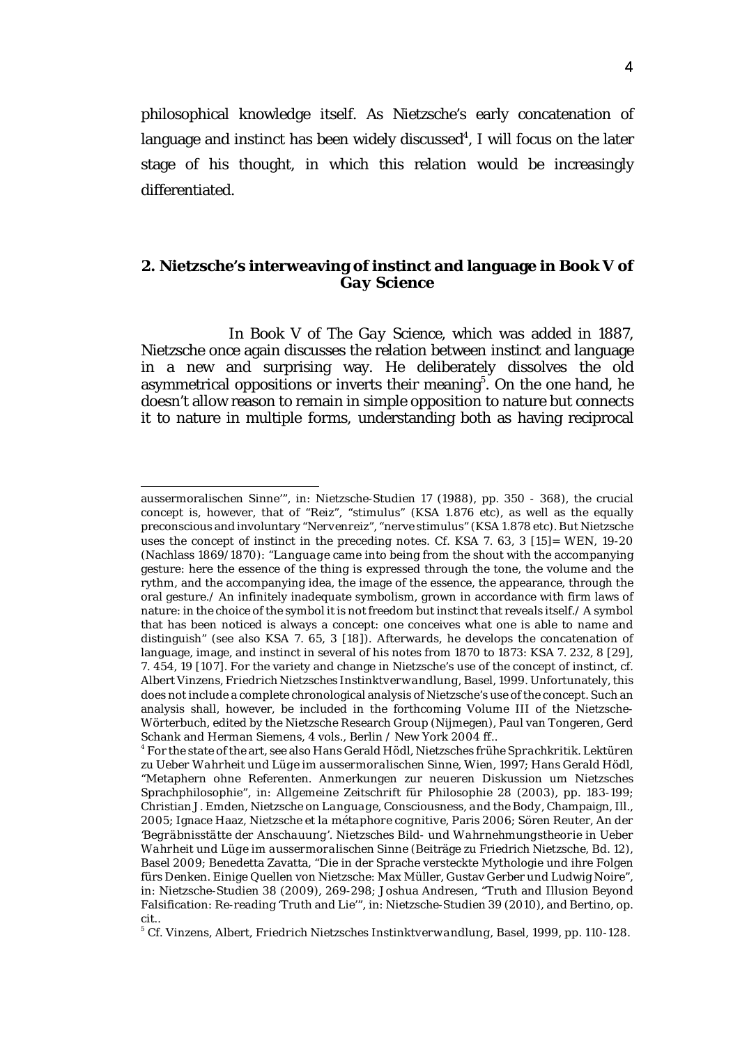philosophical knowledge itself. As Nietzsche's early concatenation of language and instinct has been widely discussed[4], I will focus on the later stage of his thought, in which this relation would be increasingly differentiated.

## 2. Nietzsche's interweaving of instinct and language in Book V of *Gay Science*

In Book V of *The Gay Science*, which was added in 1887, Nietzsche once again discusses the relation between instinct and language in a new and surprising way. He deliberately dissolves the old asymmetrical oppositions or inverts their meaning[5]. On the one hand, he doesn't allow reason to remain in simple opposition to nature but connects it to nature in multiple forms, understanding both as having reciprocal

---

aussermoralischen Sinne'", in: Nietzsche-Studien 17 (1988), pp. 350 - 368), the crucial concept is, however, that of "Reiz", "stimulus" (KSA 1.876 etc), as well as the equally preconscious and involuntary "Nervenreiz", "nerve stimulus" (KSA 1.878 etc). But Nietzsche uses the concept of instinct in the preceding notes. Cf. KSA 7. 63, 3 [15]= WEN, 19-20 (Nachlass 1869/1870): "*Language* came into being from the shout with the accompanying gesture: here the essence of the thing is expressed through the tone, the volume and the rythm, and the accompanying idea, the image of the essence, the appearance, through the oral gesture./ An infinitely inadequate symbolism, grown in accordance with firm laws of nature: in the choice of the symbol it is not freedom but instinct that reveals itself./ A symbol that has been noticed is always a concept: one conceives what one is able to name and distinguish" (see also KSA 7. 65, 3 [18]). Afterwards, he develops the concatenation of language, image, and instinct in several of his notes from 1870 to 1873: KSA 7. 232, 8 [29], 7. 454, 19 [107]. For the variety and change in Nietzsche's use of the concept of instinct, cf. Albert Vinzens, *Friedrich Nietzsches Instinktverwandlung*, Basel, 1999. Unfortunately, this does not include a complete chronological analysis of Nietzsche's use of the concept. Such an analysis shall, however, be included in the forthcoming Volume III of the Nietzsche-Wörterbuch, edited by the Nietzsche Research Group (Nijmegen), Paul van Tongeren, Gerd Schank and Herman Siemens, 4 vols., Berlin / New York 2004 ff..

[4] For the state of the art, see also Hans Gerald Hödl, *Nietzsches frühe Sprachkritik. Lektüren zu Ueber Wahrheit und Lüge im aussermoralischen Sinne*, Wien, 1997; Hans Gerald Hödl, "Metaphern ohne Referenten. Anmerkungen zur neueren Diskussion um Nietzsches Sprachphilosophie", in: Allgemeine Zeitschrift für Philosophie 28 (2003), pp. 183-199; Christian J. Emden, *Nietzsche on Language, Consciousness, and the Body*, Champaign, Ill., 2005; Ignace Haaz, *Nietzsche et la métaphore cognitive*, Paris 2006; Sören Reuter, *An der 'Begräbnisstätte der Anschauung'. Nietzsches Bild- und Wahrnehmungstheorie in Ueber Wahrheit und Lüge im aussermoralischen Sinne* (Beiträge zu Friedrich Nietzsche, Bd. 12), Basel 2009; Benedetta Zavatta, "Die in der Sprache versteckte Mythologie und ihre Folgen fürs Denken. Einige Quellen von Nietzsche: Max Müller, Gustav Gerber und Ludwig Noire", in: Nietzsche-Studien 38 (2009), 269-298; Joshua Andresen, "Truth and Illusion Beyond Falsification: Re-reading 'Truth and Lie'", in: Nietzsche-Studien 39 (2010), and Bertino, op. cit..

[5] Cf. Vinzens, Albert, *Friedrich Nietzsches Instinktverwandlung*, Basel, 1999, pp. 110-128.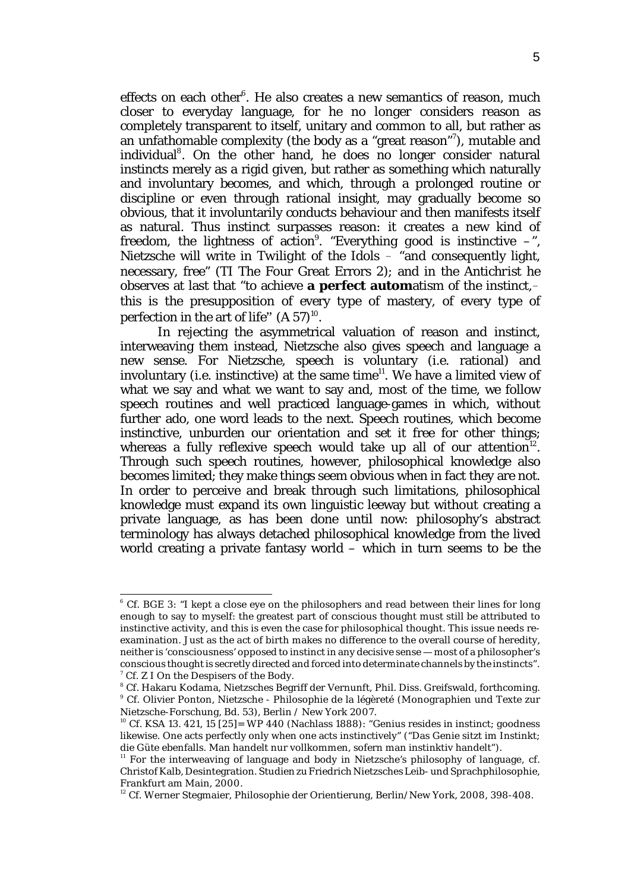effects on each other[6]. He also creates a new semantics of reason, much closer to everyday language, for he no longer considers reason as completely transparent to itself, unitary and common to all, but rather as an unfathomable complexity (the body as a "great reason"[7]), mutable and individual[8]. On the other hand, he does no longer consider natural instincts merely as a rigid given, but rather as something which naturally and involuntary becomes, and which, through a prolonged routine or discipline or even through rational insight, may gradually become so obvious, that it involuntarily conducts behaviour and then manifests itself as natural. Thus instinct surpasses reason: it creates a new kind of freedom, the lightness of action[9]. "Everything good is instinctive –", Nietzsche will write in Twilight of the Idols – "and consequently light, necessary, free" (TI The Four Great Errors 2); and in the Antichrist he observes at last that "to achieve **a perfect autom**atism of the instinct,– this is the presupposition of every type of mastery, of every type of perfection in the art of life" (A 57)[10].

In rejecting the asymmetrical valuation of reason and instinct, interweaving them instead, Nietzsche also gives speech and language a new sense. For Nietzsche, speech is voluntary (i.e. rational) and involuntary (i.e. instinctive) at the same time[11]. We have a limited view of what we say and what we want to say and, most of the time, we follow speech routines and well practiced language-games in which, without further ado, one word leads to the next. Speech routines, which become instinctive, unburden our orientation and set it free for other things; whereas a fully reflexive speech would take up all of our attention[12]. Through such speech routines, however, philosophical knowledge also becomes limited; they make things seem obvious when in fact they are not. In order to perceive and break through such limitations, philosophical knowledge must expand its own linguistic leeway but without creating a private language, as has been done until now: philosophy's abstract terminology has always detached philosophical knowledge from the lived world creating a private fantasy world – which in turn seems to be the

---

[6] Cf. BGE 3: "I kept a close eye on the philosophers and read between their lines for long enough to say to myself: the greatest part of conscious thought must still be attributed to instinctive activity, and this is even the case for philosophical thought. This issue needs re-examination. Just as the act of birth makes no difference to the overall course of heredity, neither is 'consciousness' opposed to instinct in any decisive sense — most of a philosopher's conscious thought is secretly directed and forced into determinate channels by the instincts".

[7] Cf. Z I On the Despisers of the Body.

[8] Cf. Hakaru Kodama, Nietzsches Begriff der Vernunft, Phil. Diss. Greifswald, forthcoming.

[9] Cf. Olivier Ponton, Nietzsche - Philosophie de la légèreté (Monographien und Texte zur Nietzsche-Forschung, Bd. 53), Berlin / New York 2007.

[10] Cf. KSA 13. 421, 15 [25]= WP 440 (Nachlass 1888): "Genius resides in instinct; goodness likewise. One acts perfectly only when one acts instinctively" ("Das Genie sitzt im Instinkt; die Güte ebenfalls. Man handelt nur vollkommen, sofern man instinktiv handelt").

[11] For the interweaving of language and body in Nietzsche's philosophy of language, cf. Christof Kalb, Desintegration. Studien zu Friedrich Nietzsches Leib- und Sprachphilosophie, Frankfurt am Main, 2000.

[12] Cf. Werner Stegmaier, Philosophie der Orientierung, Berlin/New York, 2008, 398-408.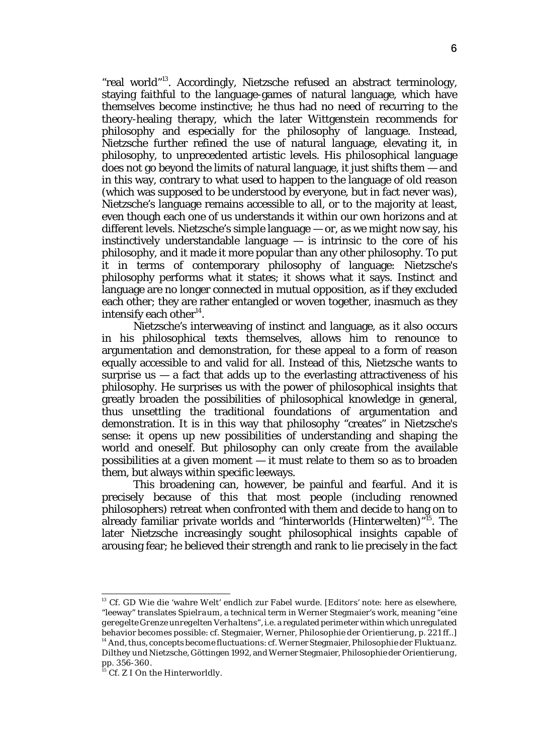"real world"[13]. Accordingly, Nietzsche refused an abstract terminology, staying faithful to the language-games of natural language, which have themselves become instinctive; he thus had no need of recurring to the theory-healing therapy, which the later Wittgenstein recommends for philosophy and especially for the philosophy of language. Instead, Nietzsche further refined the use of natural language, elevating it, in philosophy, to unprecedented artistic levels. His philosophical language does not go beyond the limits of natural language, it just shifts them — and in this way, contrary to what used to happen to the language of old reason (which was supposed to be understood by everyone, but in fact never was), Nietzsche's language remains accessible to all, or to the majority at least, even though each one of us understands it within our own horizons and at different levels. Nietzsche's simple language — or, as we might now say, his instinctively understandable language — is intrinsic to the core of his philosophy, and it made it more popular than any other philosophy. To put it in terms of contemporary philosophy of language: Nietzsche's philosophy performs what it states; it shows what it says. Instinct and language are no longer connected in mutual opposition, as if they excluded each other; they are rather entangled or woven together, inasmuch as they intensify each other[14].

Nietzsche's interweaving of instinct and language, as it also occurs in his philosophical texts themselves, allows him to renounce to argumentation and demonstration, for these appeal to a form of reason equally accessible to and valid for all. Instead of this, Nietzsche wants to surprise us — a fact that adds up to the everlasting attractiveness of his philosophy. He surprises us with the power of philosophical insights that greatly broaden the possibilities of philosophical knowledge in general, thus unsettling the traditional foundations of argumentation and demonstration. It is in this way that philosophy "creates" in Nietzsche's sense: it opens up new possibilities of understanding and shaping the world and oneself. But philosophy can only create from the available possibilities at a given moment — it must relate to them so as to broaden them, but always within specific leeways.

This broadening can, however, be painful and fearful. And it is precisely because of this that most people (including renowned philosophers) retreat when confronted with them and decide to hang on to already familiar private worlds and "hinterworlds (Hinterwelten)"[15]. The later Nietzsche increasingly sought philosophical insights capable of arousing fear; he believed their strength and rank to lie precisely in the fact

---

[13] Cf. GD Wie die 'wahre Welt' endlich zur Fabel wurde. [Editors' note: here as elsewhere, "leeway" translates *Spielraum*, a technical term in Werner Stegmaier's work, meaning "*eine geregelte Grenze unregelten Verhaltens*", i.e. a regulated perimeter within which unregulated behavior becomes possible: cf. Stegmaier, Werner, *Philosophie der Orientierung*, p. 221 ff..]

[14] And, thus, concepts become fluctuations: cf. Werner Stegmaier, *Philosophie der Fluktuanz. Dilthey und Nietzsche*, Göttingen 1992, and Werner Stegmaier, *Philosophie der Orientierung*, pp. 356-360.

[15] Cf. Z I On the Hinterworldly.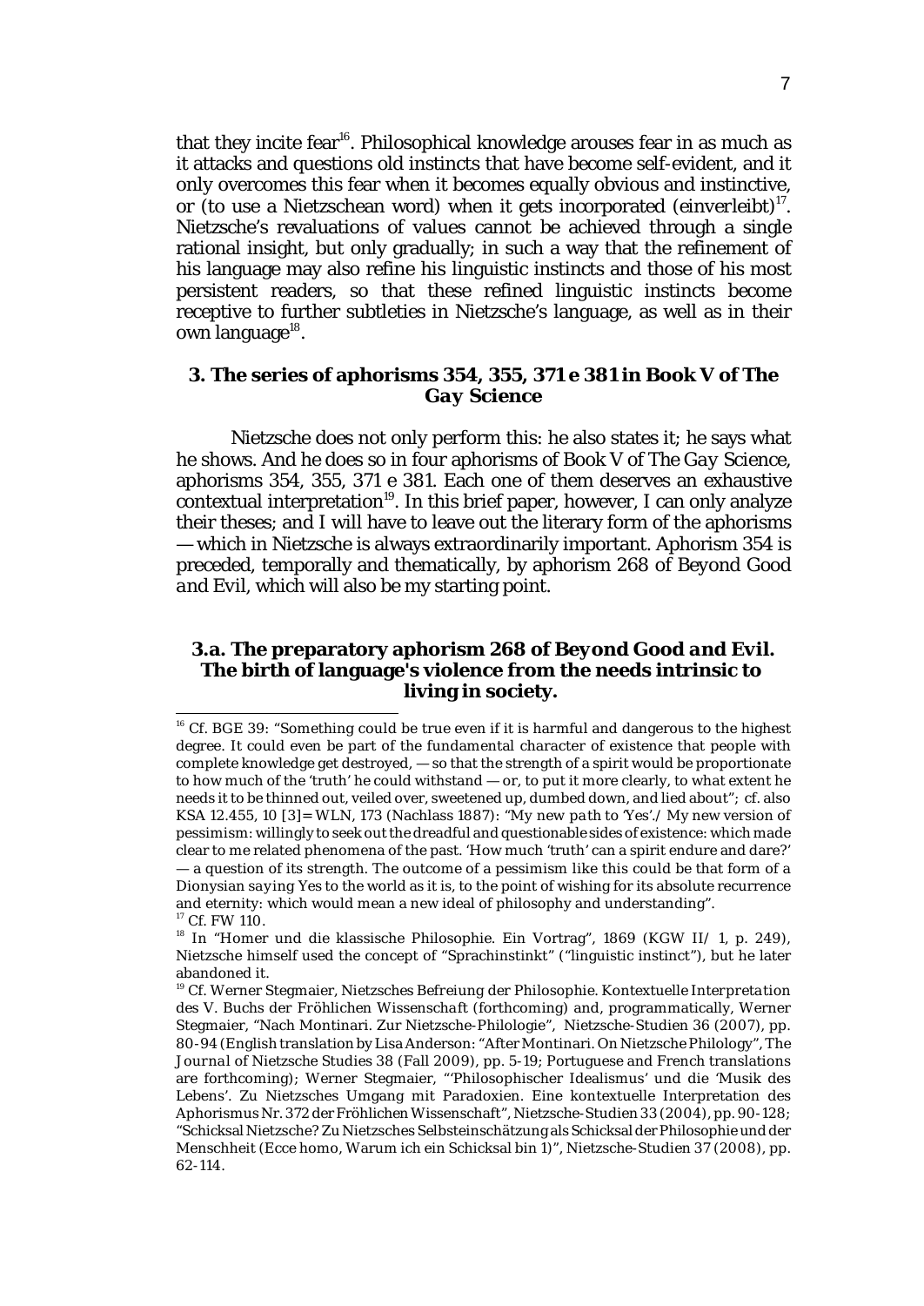that they incite fear[16]. Philosophical knowledge arouses fear in as much as it attacks and questions old instincts that have become self-evident, and it only overcomes this fear when it becomes equally obvious and instinctive, or (to use a Nietzschean word) when it gets incorporated (*einverleibt*)[17]. Nietzsche's revaluations of values cannot be achieved through a single rational insight, but only gradually; in such a way that the refinement of his language may also refine his linguistic instincts and those of his most persistent readers, so that these refined linguistic instincts become receptive to further subtleties in Nietzsche's language, as well as in their own language[18].

### 3. The series of aphorisms 354, 355, 371 e 381 in Book V of *The Gay Science*

Nietzsche does not only perform this: he also states it; he says what he shows. And he does so in four aphorisms of Book V of *The Gay Science*, aphorisms 354, 355, 371 e 381. Each one of them deserves an exhaustive contextual interpretation[19]. In this brief paper, however, I can only analyze their theses; and I will have to leave out the literary form of the aphorisms — which in Nietzsche is always extraordinarily important. Aphorism 354 is preceded, temporally and thematically, by aphorism 268 of *Beyond Good and Evil*, which will also be my starting point.

#### 3.a. The preparatory aphorism 268 of *Beyond Good and Evil*. The birth of language's violence from the needs intrinsic to living in society.

---

[16] Cf. BGE 39: "Something could be true even if it is harmful and dangerous to the highest degree. It could even be part of the fundamental character of existence that people with complete knowledge get destroyed, — so that the strength of a spirit would be proportionate to how much of the 'truth' he could withstand — or, to put it more clearly, to what extent he needs it to be thinned out, veiled over, sweetened up, dumbed down, and lied about"; cf. also KSA 12.455, 10 [3] = WLN, 173 (Nachlass 1887): "*My new path to 'Yes'*./ My new version of pessimism: willingly to seek out the dreadful and questionable sides of existence: which made clear to me related phenomena of the past. 'How much 'truth' can a spirit endure and dare?' — a question of its strength. The outcome of a pessimism like this could be that form of a Dionysian *saying* Yes to the world as it is, to the point of wishing for its absolute recurrence and eternity: which would mean a new ideal of philosophy and understanding".

[17] Cf. FW 110.

[18] In "Homer und die klassische Philosophie. Ein Vortrag", 1869 (KGW II/ 1, p. 249), Nietzsche himself used the concept of "Sprachinstinkt" ("linguistic instinct"), but he later abandoned it.

[19] Cf. Werner Stegmaier, *Nietzsches Befreiung der Philosophie. Kontextuelle Interpretation des V. Buchs der Fröhlichen Wissenschaft* (forthcoming) and, programmatically, Werner Stegmaier, "Nach Montinari. Zur Nietzsche-Philologie", *Nietzsche-Studien* 36 (2007), pp. 80-94 (English translation by Lisa Anderson: "After Montinari. On Nietzsche Philology", *The Journal of Nietzsche Studies* 38 (Fall 2009), pp. 5-19; Portuguese and French translations are forthcoming); Werner Stegmaier, "'Philosophischer Idealismus' und die 'Musik des Lebens'. Zu Nietzsches Umgang mit Paradoxien. Eine kontextuelle Interpretation des Aphorismus Nr. 372 der Fröhlichen Wissenschaft", *Nietzsche-Studien* 33 (2004), pp. 90-128; "Schicksal Nietzsche? Zu Nietzsches Selbsteinschätzung als Schicksal der Philosophie und der Menschheit (Ecce homo, Warum ich ein Schicksal bin 1)", *Nietzsche-Studien* 37 (2008), pp. 62-114.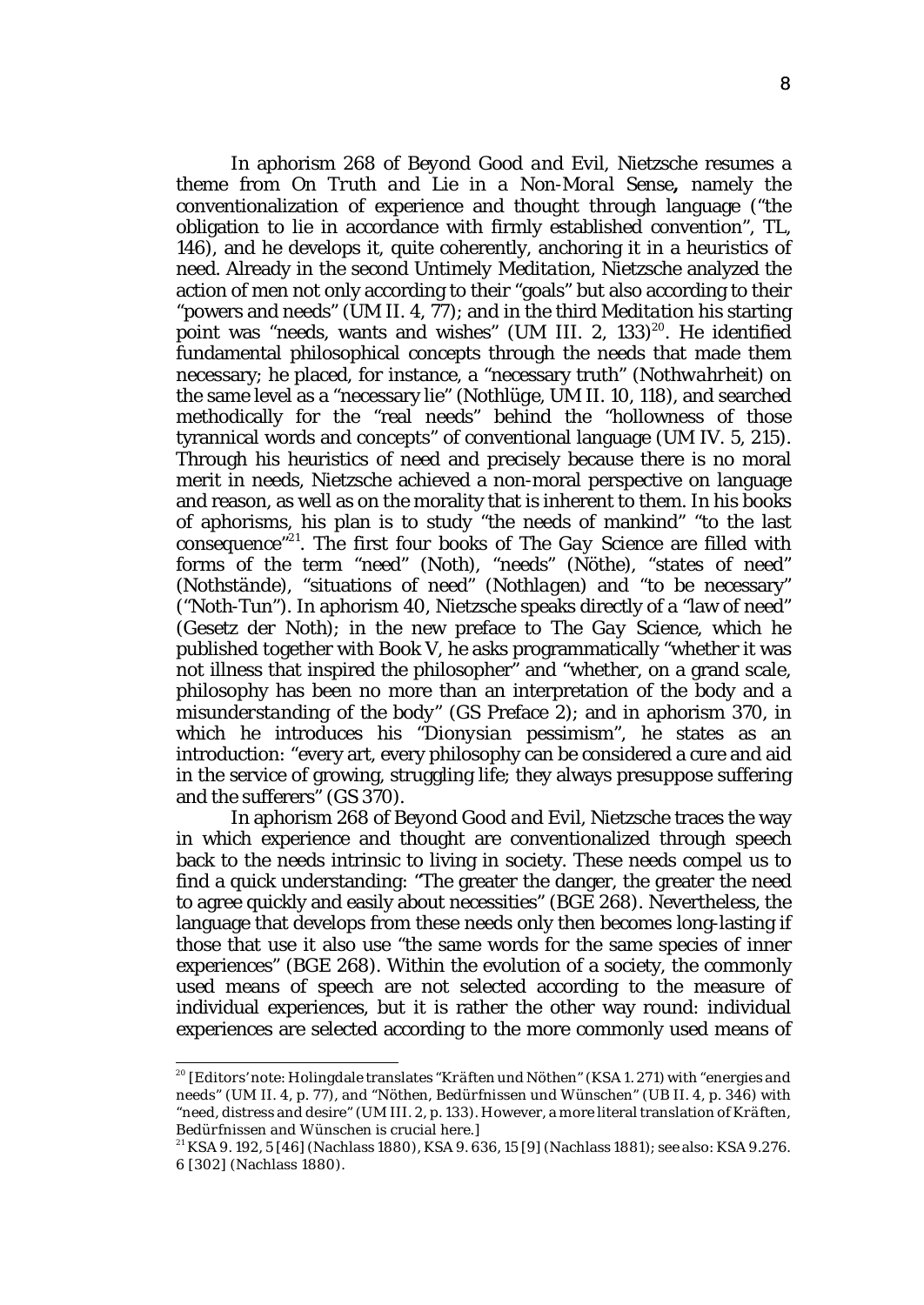In aphorism 268 of *Beyond Good and Evil*, Nietzsche resumes a theme from *On Truth and Lie in a Non-Moral Sense***,** namely the conventionalization of experience and thought through language ("the obligation to lie in accordance with firmly established convention", TL, 146), and he develops it, quite coherently, anchoring it in a heuristics of need. Already in the second *Untimely Meditation*, Nietzsche analyzed the action of men not only according to their "goals" but also according to their "powers and needs" (UM II. 4, 77); and in the third *Meditation* his starting point was "needs, wants and wishes" (UM III. 2, 133)[20]. He identified fundamental philosophical concepts through the needs that made them necessary; he placed, for instance, a "necessary truth" (*Nothwahrheit*) on the same level as a "necessary lie" (*Nothlüge*, UM II. 10, 118), and searched methodically for the "real needs" behind the "hollowness of those tyrannical words and concepts" of conventional language (UM IV. 5, 215). Through his heuristics of need and precisely because there is no moral merit in needs, Nietzsche achieved a non-moral perspective on language and reason, as well as on the morality that is inherent to them. In his books of aphorisms, his plan is to study "the needs of mankind" "to the last consequence"[21]. The first four books of *The Gay Science* are filled with forms of the term "need" (*Noth*), "needs" (*Nöthe*), "states of need" (*Nothstände*), "situations of need" (*Nothlagen*) and "to be necessary" ("*Noth-Tun*"). In aphorism 40, Nietzsche speaks directly of a "law of need" (*Gesetz der Noth*); in the new preface to *The Gay Science*, which he published together with Book V, he asks programmatically "whether it was not illness that inspired the philosopher" and "whether, on a grand scale, philosophy has been no more than an interpretation of the body and a *misunderstanding of the body*" (GS Preface 2); and in aphorism 370, in which he introduces his "*Dionysian* pessimism", he states as an introduction: "every art, every philosophy can be considered a cure and aid in the service of growing, struggling life; they always presuppose suffering and the sufferers" (GS 370).

In aphorism 268 of *Beyond Good and Evil*, Nietzsche traces the way in which experience and thought are conventionalized through speech back to the needs intrinsic to living in society. These needs compel us to find a quick understanding: "The greater the danger, the greater the need to agree quickly and easily about necessities" (BGE 268). Nevertheless, the language that develops from these needs only then becomes long-lasting if those that use it also use "the same words for the same species of inner experiences" (BGE 268). Within the evolution of a society, the commonly used means of speech are not selected according to the measure of individual experiences, but it is rather the other way round: individual experiences are selected according to the more commonly used means of

---

[20] [Editors' note: Holingdale translates "Kräften und Nöthen" (KSA 1. 271) with "energies and needs" (UM II. 4, p. 77), and "Nöthen, Bedürfnissen und Wünschen" (UB II. 4, p. 346) with "need, distress and desire" (UM III. 2, p. 133). However, a more literal translation of *Kräften*, *Bedürfnissen* and *Wünschen* is crucial here.]

[21] KSA 9. 192, 5 [46] (Nachlass 1880), KSA 9. 636, 15 [9] (Nachlass 1881); see also: KSA 9.276. 6 [302] (Nachlass 1880).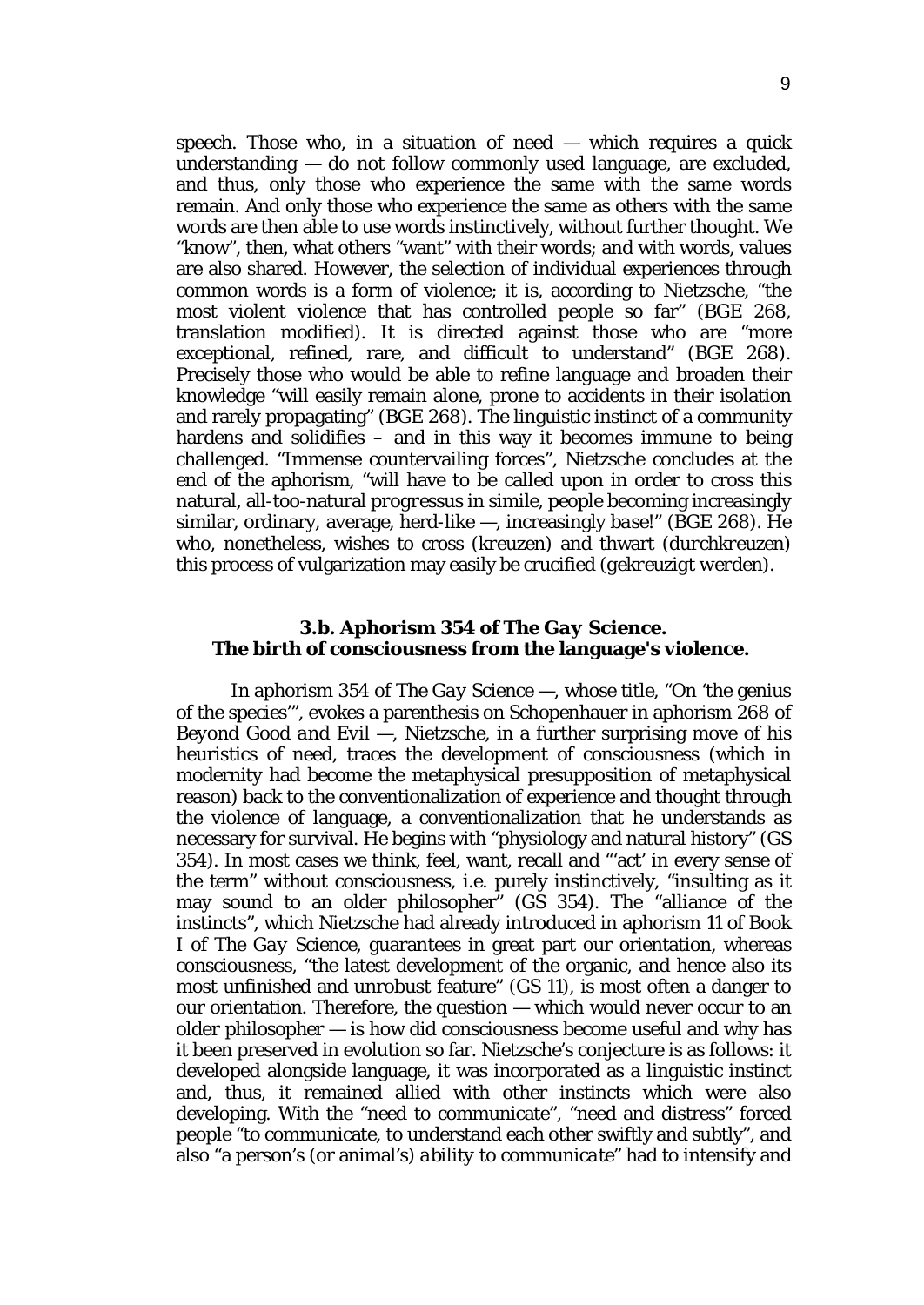speech. Those who, in a situation of need — which requires a quick understanding — do not follow commonly used language, are excluded, and thus, only those who experience the same with the same words remain. And only those who experience the same as others with the same words are then able to use words instinctively, without further thought. We "know", then, what others "want" with their words; and with words, values are also shared. However, the selection of individual experiences through common words is a form of violence; it is, according to Nietzsche, "the most violent violence that has controlled people so far" (BGE 268, translation modified). It is directed against those who are "more exceptional, refined, rare, and difficult to understand" (BGE 268). Precisely those who would be able to refine language and broaden their knowledge "will easily remain alone, prone to accidents in their isolation and rarely propagating" (BGE 268). The linguistic instinct of a community hardens and solidifies – and in this way it becomes immune to being challenged. "Immense countervailing forces", Nietzsche concludes at the end of the aphorism, "will have to be called upon in order to cross this natural, all-too-natural *progressus in simile*, people becoming increasingly similar, ordinary, average, herd-like —, increasingly *base*!" (BGE 268). He who, nonetheless, wishes to cross (*kreuzen*) and thwart (*durchkreuzen*) this process of vulgarization may easily be crucified (*gekreuzigt werden*).

### 3.b. Aphorism 354 of *The Gay Science*. The birth of consciousness from the language's violence.

In aphorism 354 of *The Gay Science* —, whose title, "On 'the genius of the species'", evokes a parenthesis on Schopenhauer in aphorism 268 of *Beyond Good and Evil* —, Nietzsche, in a further surprising move of his heuristics of need, traces the development of consciousness (which in modernity had become the metaphysical presupposition of metaphysical reason) back to the conventionalization of experience and thought through the violence of language, a conventionalization that he understands as necessary for survival. He begins with "physiology and natural history" (GS 354). In most cases we think, feel, want, recall and "'act' in every sense of the term" without consciousness, i.e. purely instinctively, "insulting as it may sound to an older philosopher" (GS 354). The "alliance of the instincts", which Nietzsche had already introduced in aphorism 11 of Book I of *The Gay Science*, guarantees in great part our orientation, whereas consciousness, "the latest development of the organic, and hence also its most unfinished and unrobust feature" (GS 11), is most often a danger to our orientation. Therefore, the question — which would never occur to an older philosopher — is how did consciousness become useful and why has it been preserved in evolution so far. Nietzsche's conjecture is as follows: it developed alongside language, it was incorporated as a linguistic instinct and, thus, it remained allied with other instincts which were also developing. With the "need to communicate", "need and distress" forced people "to communicate, to understand each other swiftly and subtly", and also "a person's (or animal's) *ability to communicate*" had to intensify and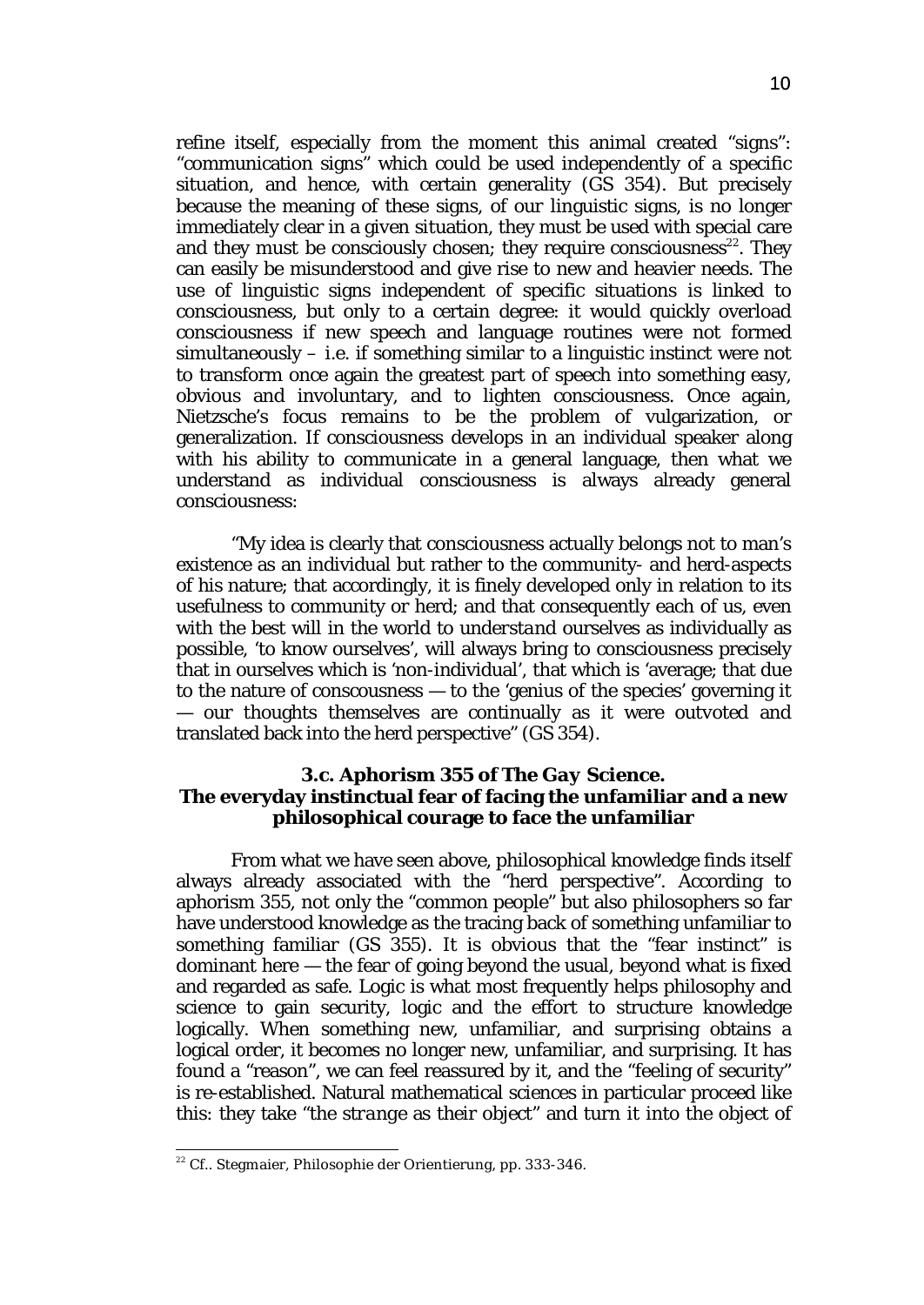refine itself, especially from the moment this animal created "signs": "communication signs" which could be used independently of a specific situation, and hence, with certain generality (GS 354). But precisely because the meaning of these signs, of our linguistic signs, is no longer immediately clear in a given situation, they must be used with special care and they must be consciously chosen; they require consciousness[22]. They can easily be misunderstood and give rise to new and heavier needs. The use of linguistic signs independent of specific situations is linked to consciousness, but only to a certain degree: it would quickly overload consciousness if new speech and language routines were not formed simultaneously – i.e. if something similar to a linguistic instinct were not to transform once again the greatest part of speech into something easy, obvious and involuntary, and to lighten consciousness. Once again, Nietzsche's focus remains to be the problem of vulgarization, or generalization. If consciousness develops in an individual speaker along with his ability to communicate in a general language, then what we understand as individual consciousness is always already general consciousness:

"My idea is clearly that consciousness actually belongs not to man's existence as an individual but rather to the community- and herd-aspects of his nature; that accordingly, it is finely developed only in relation to its usefulness to community or herd; and that consequently each of us, even with the best will in the world to *understand* ourselves as individually as possible, 'to know ourselves', will always bring to consciousness precisely that in ourselves which is 'non-individual', that which is 'average; that due to the nature of conscousness — to the 'genius of the species' governing it — our thoughts themselves are continually as it were outvoted and translated back into the herd perspective" (GS 354).

### 3.c. Aphorism 355 of *The Gay Science*. The everyday instinctual fear of facing the unfamiliar and a new philosophical courage to face the unfamiliar

From what we have seen above, philosophical knowledge finds itself always already associated with the "herd perspective". According to aphorism 355, not only the "common people" but also philosophers so far have understood knowledge as the tracing back of something unfamiliar to something familiar (GS 355). It is obvious that the "fear instinct" is dominant here — the fear of going beyond the usual, beyond what is fixed and regarded as safe. Logic is what most frequently helps philosophy and science to gain security, logic and the effort to structure knowledge logically. When something new, unfamiliar, and surprising obtains a logical order, it becomes no longer new, unfamiliar, and surprising. It has found a "reason", we can feel reassured by it, and the "feeling of security" is re-established. Natural mathematical sciences in particular proceed like this: they take "*the strange as their object*" and turn it into the object of

[22] Cf.. Stegmaier, Philosophie der Orientierung, pp. 333-346.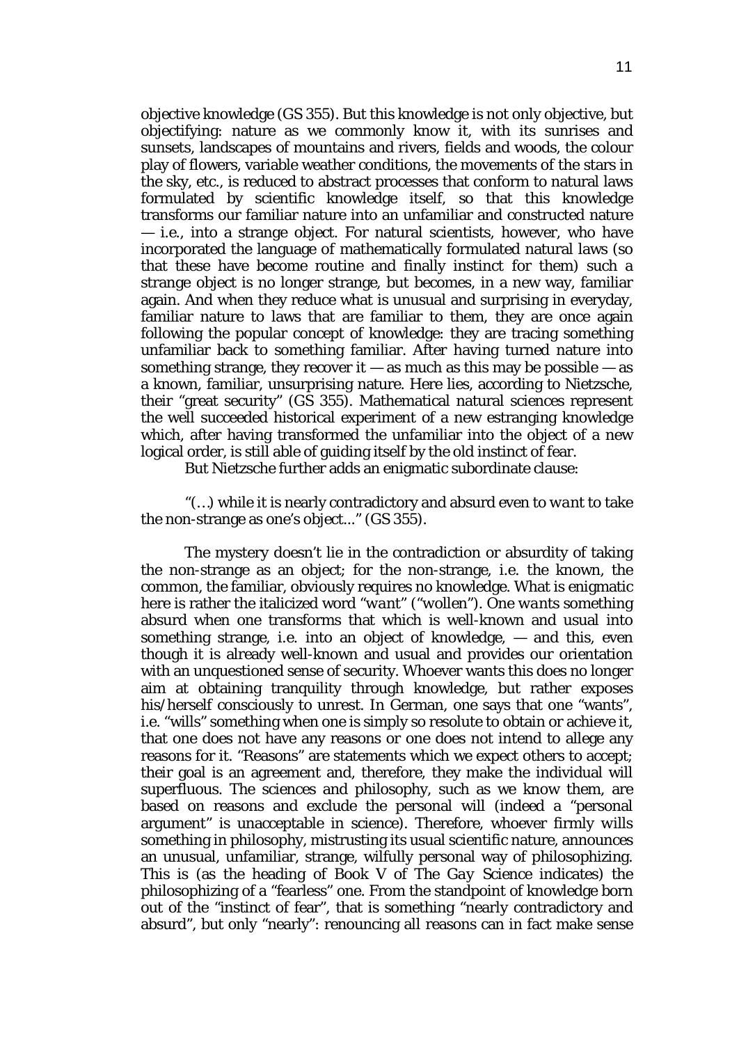objective knowledge (GS 355). But this knowledge is not only objective, but objectifying: nature as we commonly know it, with its sunrises and sunsets, landscapes of mountains and rivers, fields and woods, the colour play of flowers, variable weather conditions, the movements of the stars in the sky, etc., is reduced to abstract processes that conform to natural laws formulated by scientific knowledge itself, so that this knowledge transforms our familiar nature into an unfamiliar and constructed nature — i.e., into a strange object. For natural scientists, however, who have incorporated the language of mathematically formulated natural laws (so that these have become routine and finally instinct for them) such a strange object is no longer strange, but becomes, in a new way, familiar again. And when they reduce what is unusual and surprising in everyday, familiar nature to laws that are familiar to them, they are once again following the popular concept of knowledge: they are tracing something unfamiliar back to something familiar. After having turned nature into something strange, they recover it — as much as this may be possible — as a known, familiar, unsurprising nature. Here lies, according to Nietzsche, their "great security" (GS 355). Mathematical natural sciences represent the well succeeded historical experiment of a new estranging knowledge which, after having transformed the unfamiliar into the object of a new logical order, is still able of guiding itself by the old instinct of fear.

But Nietzsche further adds an enigmatic subordinate clause:

> "(…) while it is nearly contradictory and absurd even to *want* to take the non-strange as one's object..." (GS 355).

The mystery doesn't lie in the contradiction or absurdity of taking the non-strange as an object; for the non-strange, i.e. the known, the common, the familiar, obviously requires no knowledge. What is enigmatic here is rather the italicized word "*want*" ("*wollen*"). One *wants* something absurd when one transforms that which is well-known and usual into something strange, i.e. into an object of knowledge, — and this, even though it is already well-known and usual and provides our orientation with an unquestioned sense of security. Whoever wants this does no longer aim at obtaining tranquility through knowledge, but rather exposes his/herself consciously to unrest. In German, one says that one "wants", i.e. "wills" something when one is simply so resolute to obtain or achieve it, that one does not have any reasons or one does not intend to allege any reasons for it. "Reasons" are statements which we expect others to accept; their goal is an agreement and, therefore, they make the individual will superfluous. The sciences and philosophy, such as we know them, are based on reasons and exclude the personal will (indeed a "personal argument" is unacceptable in science). Therefore, whoever firmly wills something in philosophy, mistrusting its usual scientific nature, announces an unusual, unfamiliar, strange, wilfully personal way of philosophizing. This is (as the heading of Book V of The Gay Science indicates) the philosophizing of a "fearless" one. From the standpoint of knowledge born out of the "instinct of fear", that is something "nearly contradictory and absurd", but only "nearly": renouncing all reasons can in fact make sense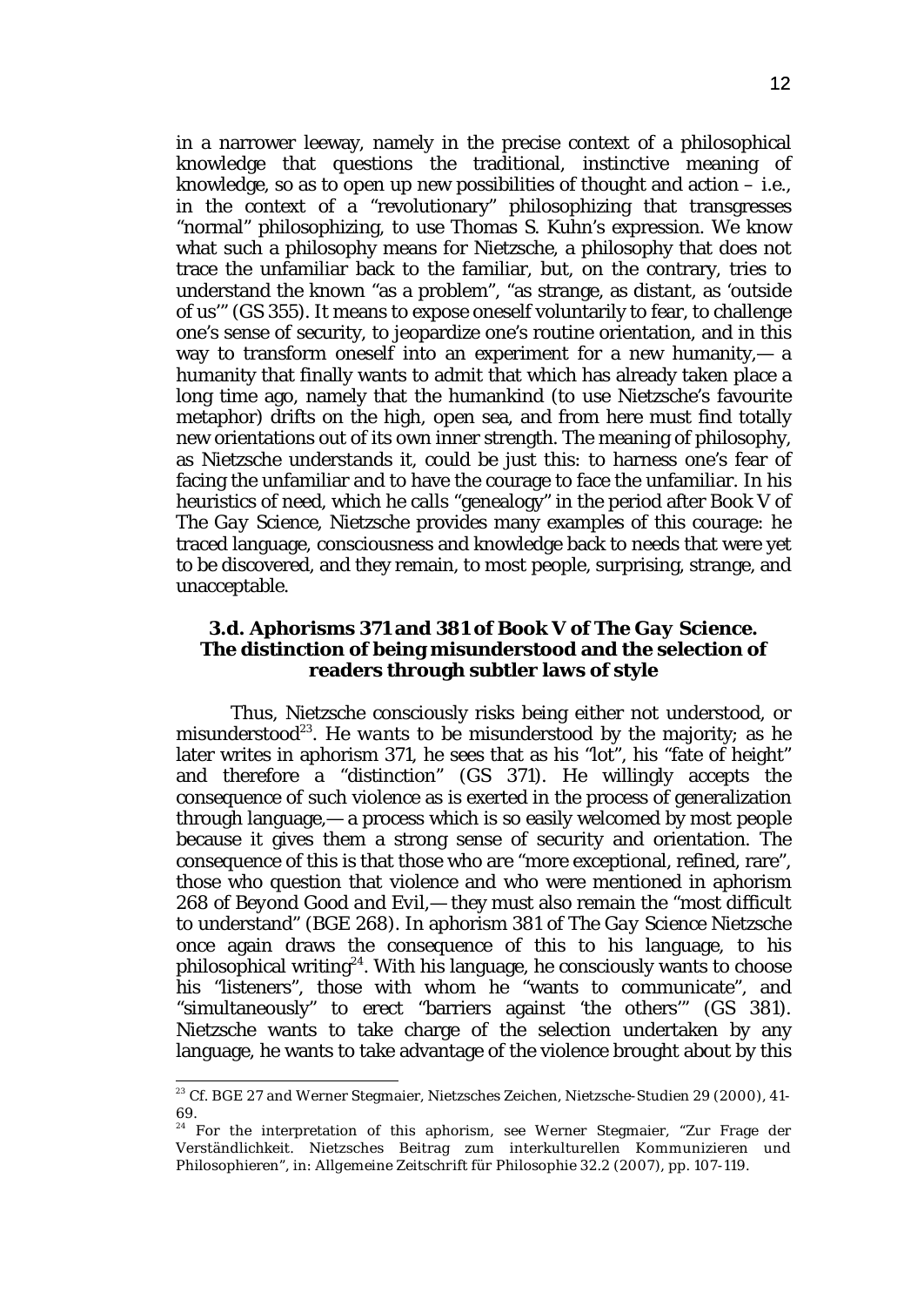in a narrower leeway, namely in the precise context of a philosophical knowledge that questions the traditional, instinctive meaning of knowledge, so as to open up new possibilities of thought and action – i.e., in the context of a "revolutionary" philosophizing that transgresses "normal" philosophizing, to use Thomas S. Kuhn's expression. We know what such a philosophy means for Nietzsche, a philosophy that does not trace the unfamiliar back to the familiar, but, on the contrary, tries to understand the known "as a problem", "as strange, as distant, as 'outside of us'" (GS 355). It means to expose oneself voluntarily to fear, to challenge one's sense of security, to jeopardize one's routine orientation, and in this way to transform oneself into an experiment for a new humanity,— a humanity that finally wants to admit that which has already taken place a long time ago, namely that the humankind (to use Nietzsche's favourite metaphor) drifts on the high, open sea, and from here must find totally new orientations out of its own inner strength. The meaning of philosophy, as Nietzsche understands it, could be just this: to harness one's fear of facing the unfamiliar and to have the courage to face the unfamiliar. In his heuristics of need, which he calls "genealogy" in the period after Book V of *The Gay Science*, Nietzsche provides many examples of this courage: he traced language, consciousness and knowledge back to needs that were yet to be discovered, and they remain, to most people, surprising, strange, and unacceptable.

### 3.d. Aphorisms 371 and 381 of Book V of *The Gay Science*. The distinction of being misunderstood and the selection of readers through subtler laws of style

Thus, Nietzsche consciously risks being either not understood, or misunderstood[23]. He *wants* to be misunderstood by the majority; as he later writes in aphorism 371, he sees that as his "lot", his "fate of height" and therefore a "distinction" (GS 371). He willingly accepts the consequence of such violence as is exerted in the process of generalization through language,— a process which is so easily welcomed by most people because it gives them a strong sense of security and orientation. The consequence of this is that those who are "more exceptional, refined, rare", those who question that violence and who were mentioned in aphorism 268 of *Beyond Good and Evil*,— they must also remain the "most difficult to understand" (BGE 268). In aphorism 381 of *The Gay Science* Nietzsche once again draws the consequence of this to his language, to his philosophical writing[24]. With his language, he consciously wants to choose his "listeners", those with whom he "wants to communicate", and "simultaneously" to erect "barriers against 'the others'" (GS 381). Nietzsche wants to take charge of the selection undertaken by any language, he wants to take advantage of the violence brought about by this

---

[23] Cf. BGE 27 and Werner Stegmaier, Nietzsches Zeichen, Nietzsche-Studien 29 (2000), 41-69.

[24] For the interpretation of this aphorism, see Werner Stegmaier, "Zur Frage der Verständlichkeit. Nietzsches Beitrag zum interkulturellen Kommunizieren und Philosophieren", in: Allgemeine Zeitschrift für Philosophie 32.2 (2007), pp. 107-119.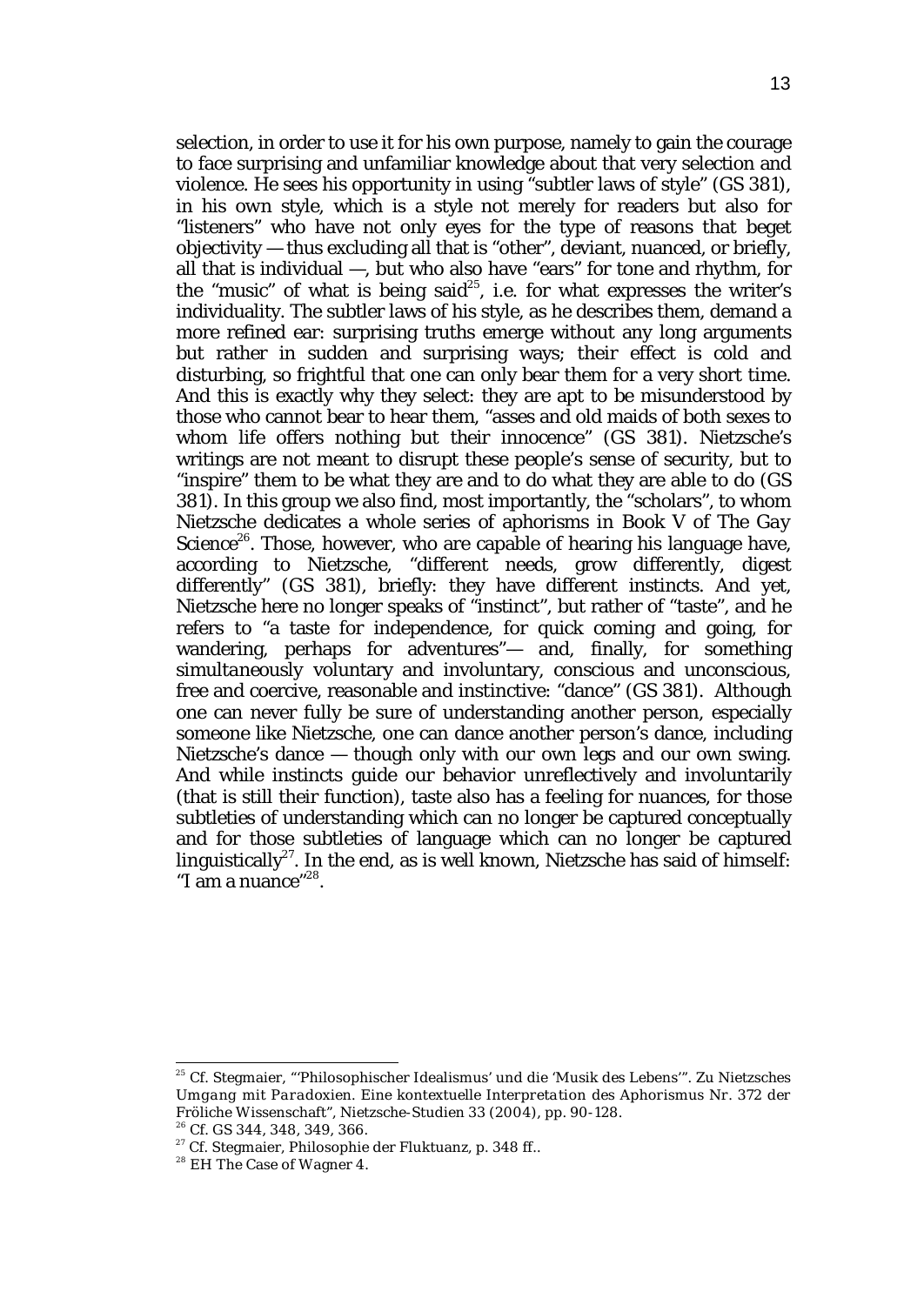selection, in order to use it for his own purpose, namely to gain the courage to face surprising and unfamiliar knowledge about that very selection and violence. He sees his opportunity in using "subtler laws of style" (GS 381), in his own style, which is a style not merely for readers but also for "listeners" who have not only eyes for the type of reasons that beget objectivity — thus excluding all that is "other", deviant, nuanced, or briefly, all that is individual —, but who also have "ears" for tone and rhythm, for the "music" of what is being said[25], i.e. for what expresses the writer's individuality. The subtler laws of his style, as he describes them, demand a more refined ear: surprising truths emerge without any long arguments but rather in sudden and surprising ways; their effect is cold and disturbing, so frightful that one can only bear them for a very short time. And this is exactly why they select: they are apt to be misunderstood by those who cannot bear to hear them, "asses and old maids of both sexes to whom life offers nothing but their innocence" (GS 381). Nietzsche's writings are not meant to disrupt these people's sense of security, but to "inspire" them to be what they are and to do what they are able to do (GS 381). In this group we also find, most importantly, the "scholars", to whom Nietzsche dedicates a whole series of aphorisms in Book V of *The Gay Science*[26]. Those, however, who are capable of hearing his language have, according to Nietzsche, "different needs, grow differently, digest differently" (GS 381), briefly: they have different instincts. And yet, Nietzsche here no longer speaks of "instinct", but rather of "taste", and he refers to "a taste for independence, for quick coming and going, for wandering, perhaps for adventures"— and, finally, for something simultaneously voluntary and involuntary, conscious and unconscious, free and coercive, reasonable and instinctive: "dance" (GS 381). Although one can never fully be sure of understanding another person, especially someone like Nietzsche, one can dance another person's dance, including Nietzsche's dance — though only with our own legs and our own swing. And while instincts guide our behavior unreflectively and involuntarily (that is still their function), taste also has a feeling for nuances, for those subtleties of understanding which can no longer be captured conceptually and for those subtleties of language which can no longer be captured linguistically[27]. In the end, as is well known, Nietzsche has said of himself: "I am a nuance"[28].

---

[25] Cf. Stegmaier, "'Philosophischer Idealismus' und die 'Musik des Lebens'". Zu Nietzsches *Umgang mit Paradoxien. Eine kontextuelle Interpretation des Aphorismus Nr. 372 der Fröliche Wissenschaft*", Nietzsche-Studien 33 (2004), pp. 90-128.

[26] Cf. GS 344, 348, 349, 366.

[27] Cf. Stegmaier, *Philosophie der Fluktuanz*, p. 348 ff..

[28] EH The Case of Wagner 4.